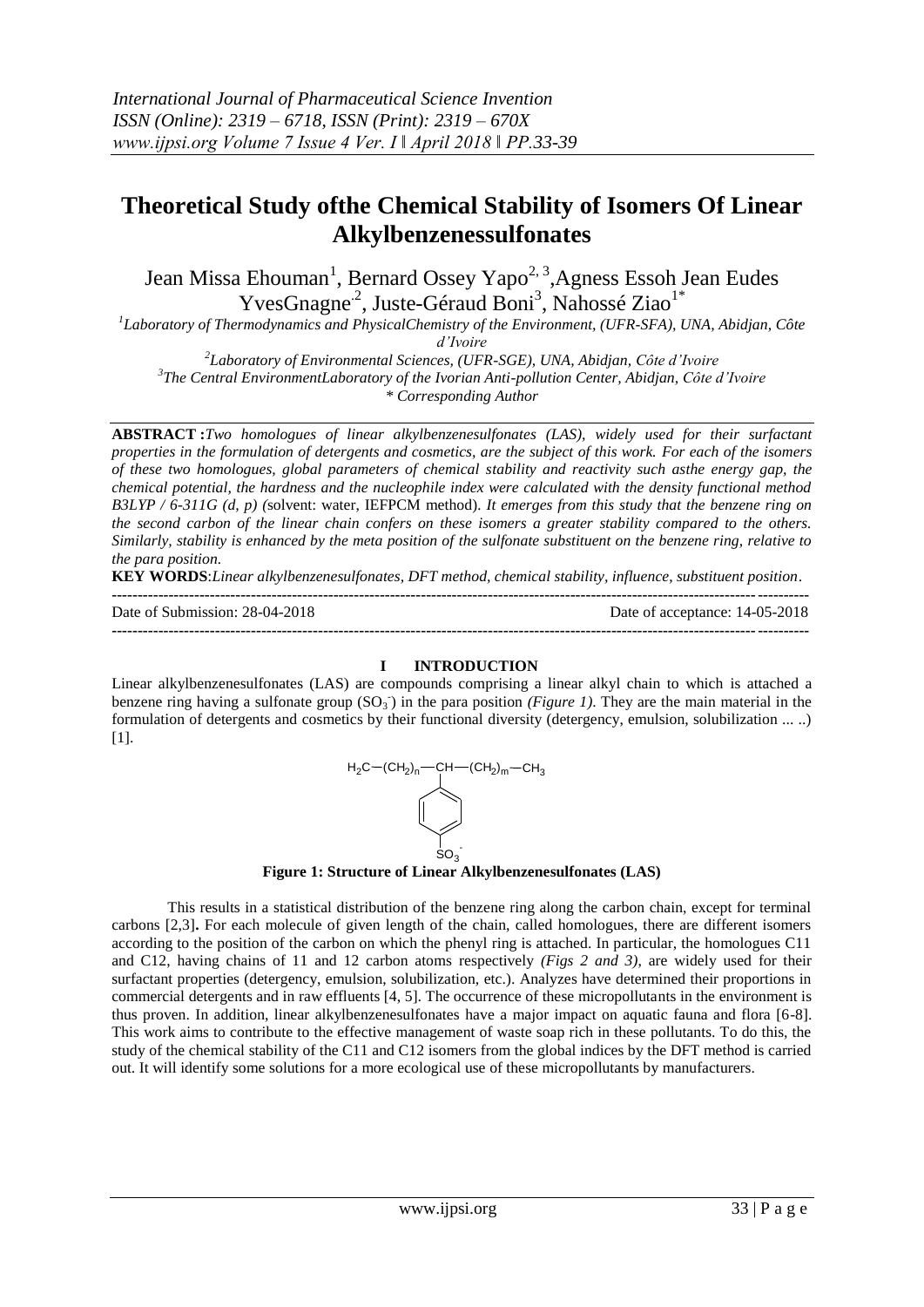# Theoretical Study ofthe Chemical Stability of Isomers Of Linear Alkylbenzenessulfonates

Jean Missa Ehouman[1], Bernard Ossey Yapo[2, 3],Agness Essoh Jean Eudes YvesGnagne[2], Juste-Géraud Boni[3], Nahossé Ziao[1*]

[1]Laboratory of Thermodynamics and PhysicalChemistry of the Environment, (UFR-SFA), UNA, Abidjan, Côte d'Ivoire

[2]Laboratory of Environmental Sciences, (UFR-SGE), UNA, Abidjan, Côte d'Ivoire

[3]The Central EnvironmentLaboratory of the Ivorian Anti-pollution Center, Abidjan, Côte d'Ivoire

\* Corresponding Author

**ABSTRACT :** *Two homologues of linear alkylbenzenesulfonates (LAS), widely used for their surfactant properties in the formulation of detergents and cosmetics, are the subject of this work. For each of the isomers of these two homologues, global parameters of chemical stability and reactivity such asthe energy gap, the chemical potential, the hardness and the nucleophile index were calculated with the density functional method B3LYP / 6-311G (d, p)* (solvent: water, IEFPCM method). *It emerges from this study that the benzene ring on the second carbon of the linear chain confers on these isomers a greater stability compared to the others. Similarly, stability is enhanced by the meta position of the sulfonate substituent on the benzene ring, relative to the para position.*

**KEY WORDS**: *Linear alkylbenzenesulfonates, DFT method, chemical stability, influence, substituent position*.

Date of Submission: 28-04-2018 Date of acceptance: 14-05-2018

## I INTRODUCTION

Linear alkylbenzenesulfonates (LAS) are compounds comprising a linear alkyl chain to which is attached a benzene ring having a sulfonate group ($SO_3^-$) in the para position *(Figure 1)*. They are the main material in the formulation of detergents and cosmetics by their functional diversity (detergency, emulsion, solubilization ... ..) [1].

$H_2C-(CH_2)_n-CH-(CH_2)_m-CH_3$ (with a benzene ring bearing $SO_3^-$ attached to CH)

**Figure 1: Structure of Linear Alkylbenzenesulfonates (LAS)**

This results in a statistical distribution of the benzene ring along the carbon chain, except for terminal carbons [2,3]**.** For each molecule of given length of the chain, called homologues, there are different isomers according to the position of the carbon on which the phenyl ring is attached. In particular, the homologues C11 and C12, having chains of 11 and 12 carbon atoms respectively *(Figs 2 and 3)*, are widely used for their surfactant properties (detergency, emulsion, solubilization, etc.). Analyzes have determined their proportions in commercial detergents and in raw effluents [4, 5]. The occurrence of these micropollutants in the environment is thus proven. In addition, linear alkylbenzenesulfonates have a major impact on aquatic fauna and flora [6-8]. This work aims to contribute to the effective management of waste soap rich in these pollutants. To do this, the study of the chemical stability of the C11 and C12 isomers from the global indices by the DFT method is carried out. It will identify some solutions for a more ecological use of these micropollutants by manufacturers.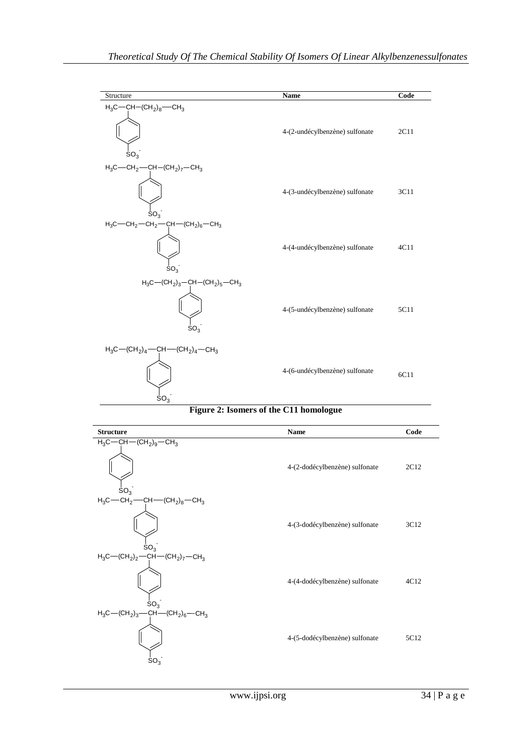| Structure | Name | Code |
| --- | --- | --- |
| $H_3C-CH-(CH_2)_8-CH_3$ (benzene ring, $SO_3^-$) | 4-(2-undécylbenzène) sulfonate | 2C11 |
| $H_3C-CH_2-CH-(CH_2)_7-CH_3$ (benzene ring, $SO_3^-$) | 4-(3-undécylbenzène) sulfonate | 3C11 |
| $H_3C-CH_2-CH_2-CH-(CH_2)_6-CH_3$ (benzene ring, $SO_3^-$) | 4-(4-undécylbenzène) sulfonate | 4C11 |
| $H_3C-(CH_2)_3-CH-(CH_2)_5-CH_3$ (benzene ring, $SO_3^-$) | 4-(5-undécylbenzène) sulfonate | 5C11 |
| $H_3C-(CH_2)_4-CH-(CH_2)_4-CH_3$ (benzene ring, $SO_3^-$) | 4-(6-undécylbenzène) sulfonate | 6C11 |

**Figure 2: Isomers of the C11 homologue**

| **Structure** | **Name** | **Code** |
| --- | --- | --- |
| $H_3C-CH-(CH_2)_9-CH_3$ (benzene ring, $SO_3^-$) | 4-(2-dodécylbenzène) sulfonate | 2C12 |
| $H_3C-CH_2-CH-(CH_2)_8-CH_3$ (benzene ring, $SO_3^-$) | 4-(3-dodécylbenzène) sulfonate | 3C12 |
| $H_3C-(CH_2)_2-CH-(CH_2)_7-CH_3$ (benzene ring, $SO_3^-$) | 4-(4-dodécylbenzène) sulfonate | 4C12 |
| $H_3C-(CH_2)_3-CH-(CH_2)_6-CH_3$ (benzene ring, $SO_3^-$) | 4-(5-dodécylbenzène) sulfonate | 5C12 |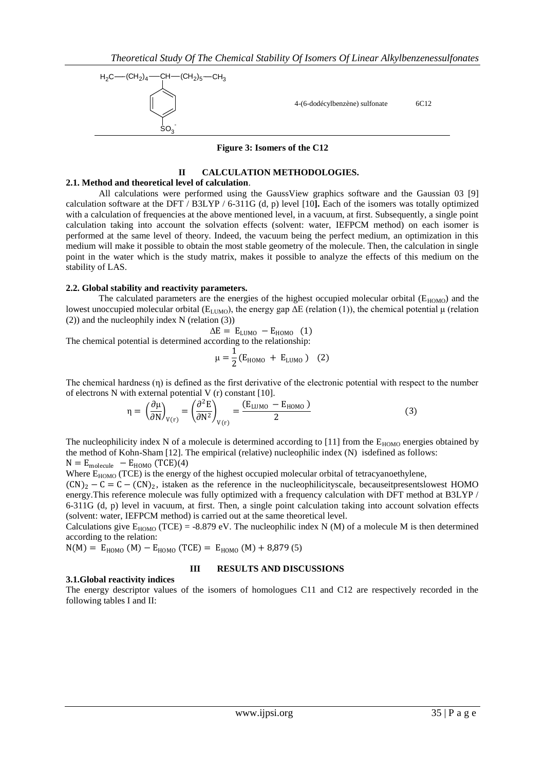$H_2C$—$(CH_2)_4$—CH—$(CH_2)_5$—$CH_3$ (attached to benzene ring bearing $SO_3^-$)

| | 4-(6-dodécylbenzène) sulfonate | 6C12 |
|---|---|---|

**Figure 3: Isomers of the C12**

## II CALCULATION METHODOLOGIES.

### 2.1. Method and theoretical level of calculation.

All calculations were performed using the GaussView graphics software and the Gaussian 03 [9] calculation software at the DFT / B3LYP / 6-311G (d, p) level [10]**.** Each of the isomers was totally optimized with a calculation of frequencies at the above mentioned level, in a vacuum, at first. Subsequently, a single point calculation taking into account the solvation effects (solvent: water, IEFPCM method) on each isomer is performed at the same level of theory. Indeed, the vacuum being the perfect medium, an optimization in this medium will make it possible to obtain the most stable geometry of the molecule. Then, the calculation in single point in the water which is the study matrix, makes it possible to analyze the effects of this medium on the stability of LAS.

### 2.2. Global stability and reactivity parameters.

The calculated parameters are the energies of the highest occupied molecular orbital ($E_{HOMO}$) and the lowest unoccupied molecular orbital ($E_{LUMO}$), the energy gap $\Delta E$ (relation (1)), the chemical potential μ (relation (2)) and the nucleophily index N (relation (3))

$$\Delta E = E_{LUMO} - E_{HOMO} \quad (1)$$

The chemical potential is determined according to the relationship:

$$\mu = \frac{1}{2}(E_{HOMO} + E_{LUMO}) \quad (2)$$

The chemical hardness (η) is defined as the first derivative of the electronic potential with respect to the number of electrons N with external potential V (r) constant [10].

$$\eta = \left(\frac{\partial \mu}{\partial N}\right)_{V(r)} = \left(\frac{\partial^2 E}{\partial N^2}\right)_{V(r)} = \frac{(E_{LUMO} - E_{HOMO})}{2} \quad (3)$$

The nucleophilicity index N of a molecule is determined according to [11] from the $E_{HOMO}$ energies obtained by the method of Kohn-Sham [12]. The empirical (relative) nucleophilic index (N) isdefined as follows:

$N = E_{molecule} - E_{HOMO}\ (TCE)(4)$

Where $E_{HOMO}$ (TCE) is the energy of the highest occupied molecular orbital of tetracyanoethylene, $(CN)_2 - C = C - (CN)_2$, istaken as the reference in the nucleophilicityscale, becauseitpresentslowest HOMO energy.This reference molecule was fully optimized with a frequency calculation with DFT method at B3LYP / 6-311G (d, p) level in vacuum, at first. Then, a single point calculation taking into account solvation effects (solvent: water, IEFPCM method) is carried out at the same theoretical level.

Calculations give $E_{HOMO}$ (TCE) = -8.879 eV. The nucleophilic index N (M) of a molecule M is then determined according to the relation:

$N(M) = E_{HOMO}(M) - E_{HOMO}(TCE) = E_{HOMO}(M) + 8{,}879\ (5)$

## III RESULTS AND DISCUSSIONS

### 3.1.Global reactivity indices

The energy descriptor values of the isomers of homologues C11 and C12 are respectively recorded in the following tables I and II: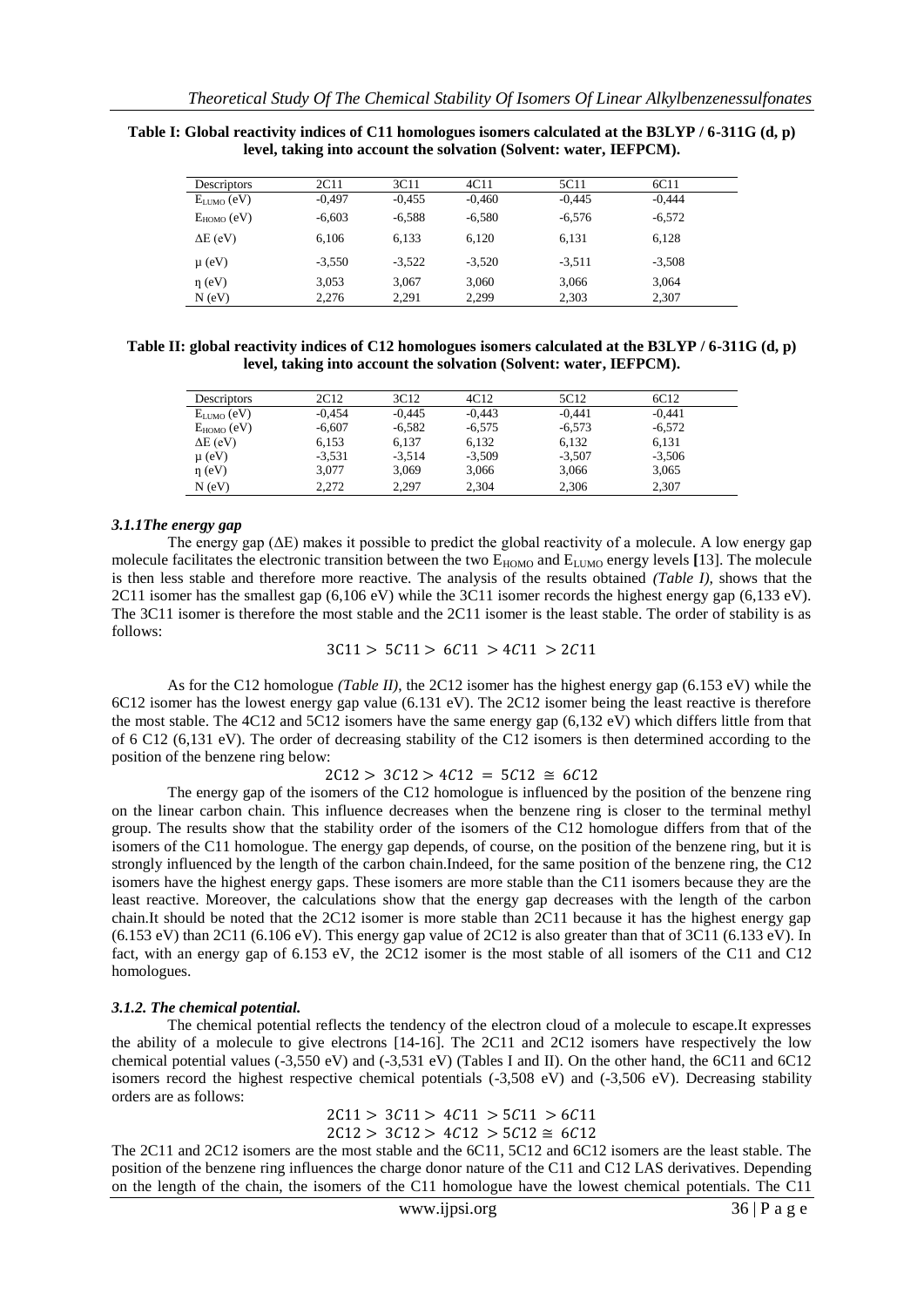**Table I: Global reactivity indices of C11 homologues isomers calculated at the B3LYP / 6-311G (d, p) level, taking into account the solvation (Solvent: water, IEFPCM).**

| Descriptors | 2C11 | 3C11 | 4C11 | 5C11 | 6C11 |
|---|---|---|---|---|---|
| $E_{LUMO}$ (eV) | -0,497 | -0,455 | -0,460 | -0,445 | -0,444 |
| $E_{HOMO}$ (eV) | -6,603 | -6,588 | -6,580 | -6,576 | -6,572 |
| ΔE (eV) | 6,106 | 6,133 | 6,120 | 6,131 | 6,128 |
| μ (eV) | -3,550 | -3,522 | -3,520 | -3,511 | -3,508 |
| η (eV) | 3,053 | 3,067 | 3,060 | 3,066 | 3,064 |
| N (eV) | 2,276 | 2,291 | 2,299 | 2,303 | 2,307 |

**Table II: global reactivity indices of C12 homologues isomers calculated at the B3LYP / 6-311G (d, p) level, taking into account the solvation (Solvent: water, IEFPCM).**

| Descriptors | 2C12 | 3C12 | 4C12 | 5C12 | 6C12 |
|---|---|---|---|---|---|
| $E_{LUMO}$ (eV) | -0,454 | -0,445 | -0,443 | -0,441 | -0,441 |
| $E_{HOMO}$ (eV) | -6,607 | -6,582 | -6,575 | -6,573 | -6,572 |
| ΔE (eV) | 6,153 | 6,137 | 6,132 | 6,132 | 6,131 |
| μ (eV) | -3,531 | -3,514 | -3,509 | -3,507 | -3,506 |
| η (eV) | 3,077 | 3,069 | 3,066 | 3,066 | 3,065 |
| N (eV) | 2,272 | 2,297 | 2,304 | 2,306 | 2,307 |

### *3.1.1The energy gap*

The energy gap (ΔE) makes it possible to predict the global reactivity of a molecule. A low energy gap molecule facilitates the electronic transition between the two $E_{HOMO}$ and $E_{LUMO}$ energy levels [13]. The molecule is then less stable and therefore more reactive. The analysis of the results obtained *(Table I)*, shows that the 2C11 isomer has the smallest gap (6,106 eV) while the 3C11 isomer records the highest energy gap (6,133 eV). The 3C11 isomer is therefore the most stable and the 2C11 isomer is the least stable. The order of stability is as follows:

$$3C11 > 5C11 > 6C11 > 4C11 > 2C11$$

As for the C12 homologue *(Table II)*, the 2C12 isomer has the highest energy gap (6.153 eV) while the 6C12 isomer has the lowest energy gap value (6.131 eV). The 2C12 isomer being the least reactive is therefore the most stable. The 4C12 and 5C12 isomers have the same energy gap (6,132 eV) which differs little from that of 6 C12 (6,131 eV). The order of decreasing stability of the C12 isomers is then determined according to the position of the benzene ring below:

$$2C12 > 3C12 > 4C12 = 5C12 \cong 6C12$$

The energy gap of the isomers of the C12 homologue is influenced by the position of the benzene ring on the linear carbon chain. This influence decreases when the benzene ring is closer to the terminal methyl group. The results show that the stability order of the isomers of the C12 homologue differs from that of the isomers of the C11 homologue. The energy gap depends, of course, on the position of the benzene ring, but it is strongly influenced by the length of the carbon chain.Indeed, for the same position of the benzene ring, the C12 isomers have the highest energy gaps. These isomers are more stable than the C11 isomers because they are the least reactive. Moreover, the calculations show that the energy gap decreases with the length of the carbon chain.It should be noted that the 2C12 isomer is more stable than 2C11 because it has the highest energy gap (6.153 eV) than 2C11 (6.106 eV). This energy gap value of 2C12 is also greater than that of 3C11 (6.133 eV). In fact, with an energy gap of 6.153 eV, the 2C12 isomer is the most stable of all isomers of the C11 and C12 homologues.

### *3.1.2. The chemical potential.*

The chemical potential reflects the tendency of the electron cloud of a molecule to escape.It expresses the ability of a molecule to give electrons [14-16]. The 2C11 and 2C12 isomers have respectively the low chemical potential values (-3,550 eV) and (-3,531 eV) (Tables I and II). On the other hand, the 6C11 and 6C12 isomers record the highest respective chemical potentials (-3,508 eV) and (-3,506 eV). Decreasing stability orders are as follows:

$$2C11 > 3C11 > 4C11 > 5C11 > 6C11$$

$$2C12 > 3C12 > 4C12 > 5C12 \cong 6C12$$

The 2C11 and 2C12 isomers are the most stable and the 6C11, 5C12 and 6C12 isomers are the least stable. The position of the benzene ring influences the charge donor nature of the C11 and C12 LAS derivatives. Depending on the length of the chain, the isomers of the C11 homologue have the lowest chemical potentials. The C11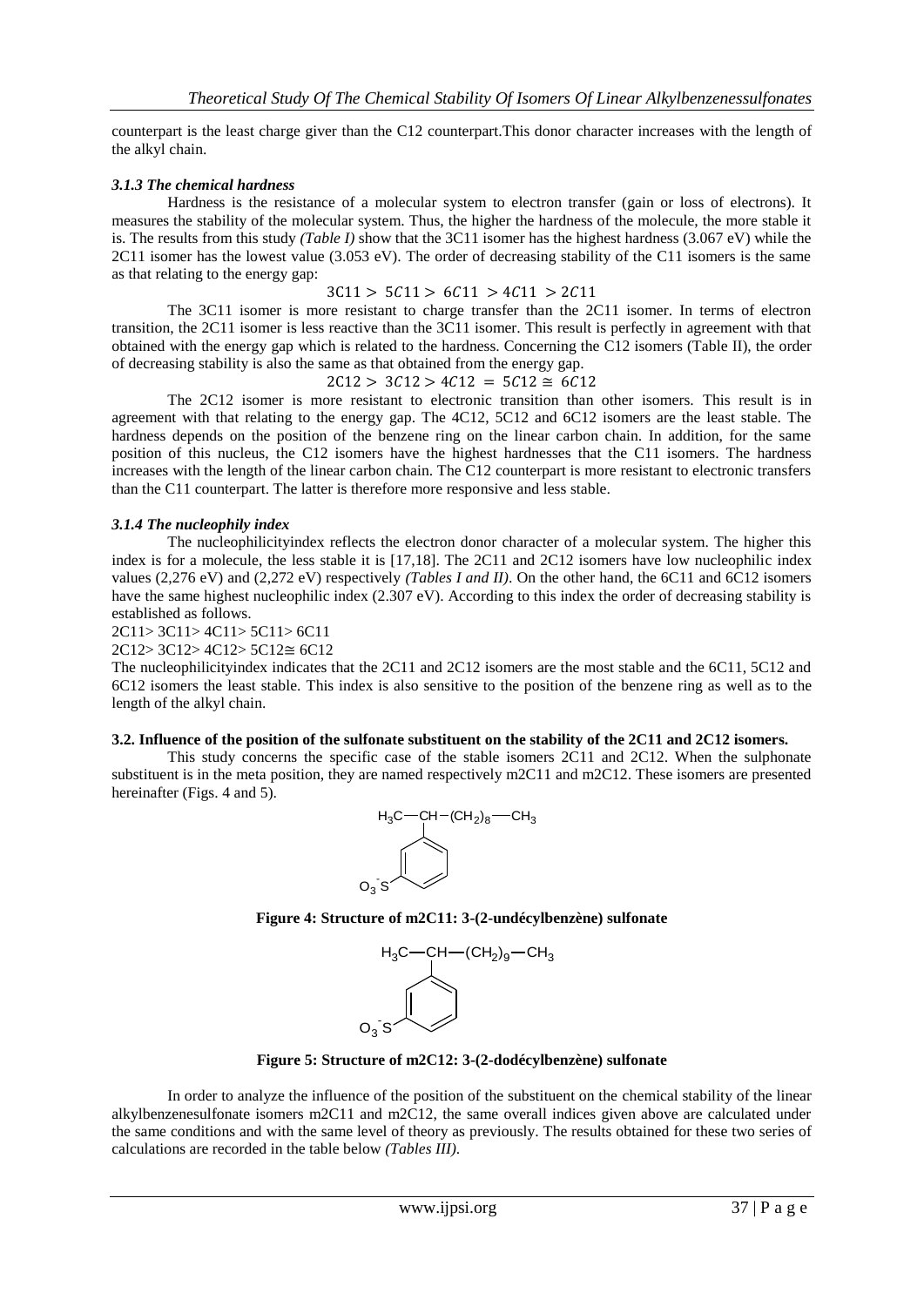counterpart is the least charge giver than the C12 counterpart.This donor character increases with the length of the alkyl chain.

### *3.1.3 The chemical hardness*

Hardness is the resistance of a molecular system to electron transfer (gain or loss of electrons). It measures the stability of the molecular system. Thus, the higher the hardness of the molecule, the more stable it is. The results from this study *(Table I)* show that the 3C11 isomer has the highest hardness (3.067 eV) while the 2C11 isomer has the lowest value (3.053 eV). The order of decreasing stability of the C11 isomers is the same as that relating to the energy gap:

$$3C11 > 5C11 > 6C11 > 4C11 > 2C11$$

The 3C11 isomer is more resistant to charge transfer than the 2C11 isomer. In terms of electron transition, the 2C11 isomer is less reactive than the 3C11 isomer. This result is perfectly in agreement with that obtained with the energy gap which is related to the hardness. Concerning the C12 isomers (Table II), the order of decreasing stability is also the same as that obtained from the energy gap.

$$2C12 > 3C12 > 4C12 = 5C12 \cong 6C12$$

The 2C12 isomer is more resistant to electronic transition than other isomers. This result is in agreement with that relating to the energy gap. The 4C12, 5C12 and 6C12 isomers are the least stable. The hardness depends on the position of the benzene ring on the linear carbon chain. In addition, for the same position of this nucleus, the C12 isomers have the highest hardnesses that the C11 isomers. The hardness increases with the length of the linear carbon chain. The C12 counterpart is more resistant to electronic transfers than the C11 counterpart. The latter is therefore more responsive and less stable.

### *3.1.4 The nucleophily index*

The nucleophilicityindex reflects the electron donor character of a molecular system. The higher this index is for a molecule, the less stable it is [17,18]. The 2C11 and 2C12 isomers have low nucleophilic index values (2,276 eV) and (2,272 eV) respectively *(Tables I and II)*. On the other hand, the 6C11 and 6C12 isomers have the same highest nucleophilic index (2.307 eV). According to this index the order of decreasing stability is established as follows.

2C11> 3C11> 4C11> 5C11> 6C11

2C12> 3C12> 4C12> 5C12≅ 6C12

The nucleophilicityindex indicates that the 2C11 and 2C12 isomers are the most stable and the 6C11, 5C12 and 6C12 isomers the least stable. This index is also sensitive to the position of the benzene ring as well as to the length of the alkyl chain.

### 3.2. Influence of the position of the sulfonate substituent on the stability of the 2C11 and 2C12 isomers.

This study concerns the specific case of the stable isomers 2C11 and 2C12. When the sulphonate substituent is in the meta position, they are named respectively m2C11 and m2C12. These isomers are presented hereinafter (Figs. 4 and 5).

**Figure 4: Structure of m2C11: 3-(2-undécylbenzène) sulfonate**

**Figure 5: Structure of m2C12: 3-(2-dodécylbenzène) sulfonate**

In order to analyze the influence of the position of the substituent on the chemical stability of the linear alkylbenzenesulfonate isomers m2C11 and m2C12, the same overall indices given above are calculated under the same conditions and with the same level of theory as previously. The results obtained for these two series of calculations are recorded in the table below *(Tables III)*.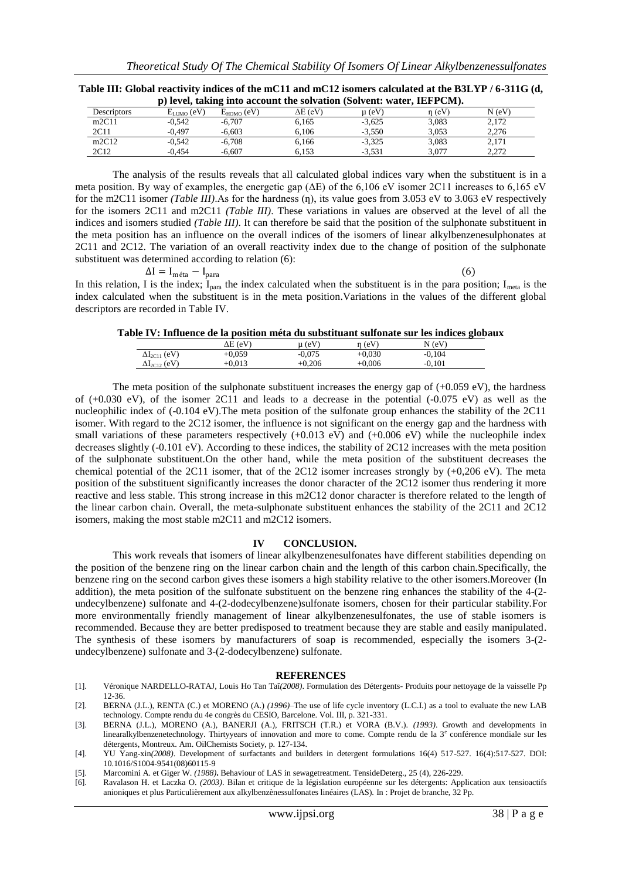**Table III: Global reactivity indices of the mC11 and mC12 isomers calculated at the B3LYP / 6-311G (d, p) level, taking into account the solvation (Solvent: water, IEFPCM).**

| Descriptors | $E_{LUMO}$ (eV) | $E_{HOMO}$ (eV) | ΔE (eV) | μ (eV) | η (eV) | N (eV) |
|---|---|---|---|---|---|---|
| m2C11 | -0,542 | -6,707 | 6,165 | -3,625 | 3,083 | 2,172 |
| 2C11 | -0,497 | -6,603 | 6,106 | -3,550 | 3,053 | 2,276 |
| m2C12 | -0,542 | -6,708 | 6,166 | -3,325 | 3,083 | 2,171 |
| 2C12 | -0,454 | -6,607 | 6,153 | -3,531 | 3,077 | 2,272 |

The analysis of the results reveals that all calculated global indices vary when the substituent is in a meta position. By way of examples, the energetic gap (ΔE) of the 6,106 eV isomer 2C11 increases to 6,165 eV for the m2C11 isomer *(Table III)*.As for the hardness (η), its value goes from 3.053 eV to 3.063 eV respectively for the isomers 2C11 and m2C11 *(Table III)*. These variations in values are observed at the level of all the indices and isomers studied *(Table III)*. It can therefore be said that the position of the sulphonate substituent in the meta position has an influence on the overall indices of the isomers of linear alkylbenzenesulphonates at 2C11 and 2C12. The variation of an overall reactivity index due to the change of position of the sulphonate substituent was determined according to relation (6):

$$\Delta I = I_{méta} - I_{para} \qquad (6)$$

In this relation, I is the index; $I_{para}$ the index calculated when the substituent is in the para position; $I_{meta}$ is the index calculated when the substituent is in the meta position.Variations in the values of the different global descriptors are recorded in Table IV.

**Table IV: Influence de la position méta du substituant sulfonate sur les indices globaux**

| | ΔE (eV) | μ (eV) | η (eV) | N (eV) |
|---|---|---|---|---|
| $\Delta I_{2C11}$ (eV) | +0,059 | -0,075 | +0,030 | -0,104 |
| $\Delta I_{2C12}$ (eV) | +0,013 | +0,206 | +0,006 | -0,101 |

The meta position of the sulphonate substituent increases the energy gap of (+0.059 eV), the hardness of (+0.030 eV), of the isomer 2C11 and leads to a decrease in the potential (-0.075 eV) as well as the nucleophilic index of (-0.104 eV).The meta position of the sulfonate group enhances the stability of the 2C11 isomer. With regard to the 2C12 isomer, the influence is not significant on the energy gap and the hardness with small variations of these parameters respectively (+0.013 eV) and (+0.006 eV) while the nucleophile index decreases slightly (-0.101 eV). According to these indices, the stability of 2C12 increases with the meta position of the sulphonate substituent.On the other hand, while the meta position of the substituent decreases the chemical potential of the 2C11 isomer, that of the 2C12 isomer increases strongly by (+0,206 eV). The meta position of the substituent significantly increases the donor character of the 2C12 isomer thus rendering it more reactive and less stable. This strong increase in this m2C12 donor character is therefore related to the length of the linear carbon chain. Overall, the meta-sulphonate substituent enhances the stability of the 2C11 and 2C12 isomers, making the most stable m2C11 and m2C12 isomers.

## IV CONCLUSION.

This work reveals that isomers of linear alkylbenzenesulfonates have different stabilities depending on the position of the benzene ring on the linear carbon chain and the length of this carbon chain.Specifically, the benzene ring on the second carbon gives these isomers a high stability relative to the other isomers.Moreover (In addition), the meta position of the sulfonate substituent on the benzene ring enhances the stability of the 4-(2-undecylbenzene) sulfonate and 4-(2-dodecylbenzene)sulfonate isomers, chosen for their particular stability.For more environmentally friendly management of linear alkylbenzenesulfonates, the use of stable isomers is recommended. Because they are better predisposed to treatment because they are stable and easily manipulated. The synthesis of these isomers by manufacturers of soap is recommended, especially the isomers 3-(2-undecylbenzene) sulfonate and 3-(2-dodecylbenzene) sulfonate.

## REFERENCES

[1]. Véronique NARDELLO-RATAJ, Louis Ho Tan Taï*(2008)*. Formulation des Détergents- Produits pour nettoyage de la vaisselle Pp 12-36.

[2]. BERNA (J.L.), RENTA (C.) et MORENO (A.) *(1996)*–The use of life cycle inventory (L.C.I.) as a tool to evaluate the new LAB technology. Compte rendu du 4e congrès du CESIO, Barcelone. Vol. III, p. 321-331.

[3]. BERNA (J.L.), MORENO (A.), BANERJI (A.), FRITSCH (T.R.) et VORA (B.V.). *(1993)*. Growth and developments in linearalkylbenzenetechnology. Thirtyyears of innovation and more to come. Compte rendu de la 3e conférence mondiale sur les détergents, Montreux. Am. OilChemists Society, p. 127-134.

[4]. YU Yang-xin*(2008)*. Development of surfactants and builders in detergent formulations 16(4) 517-527. 16(4):517-527. DOI: 10.1016/S1004-9541(08)60115-9

[5]. Marcomini A. et Giger W. *(1988)***.** Behaviour of LAS in sewagetreatment. TensideDeterg., 25 (4), 226-229.

[6]. Ravalason H. et Laczka O. *(2003)*. Bilan et critique de la législation européenne sur les détergents: Application aux tensioactifs anioniques et plus Particulièrement aux alkylbenzènessulfonates linéaires (LAS). In : Projet de branche, 32 Pp.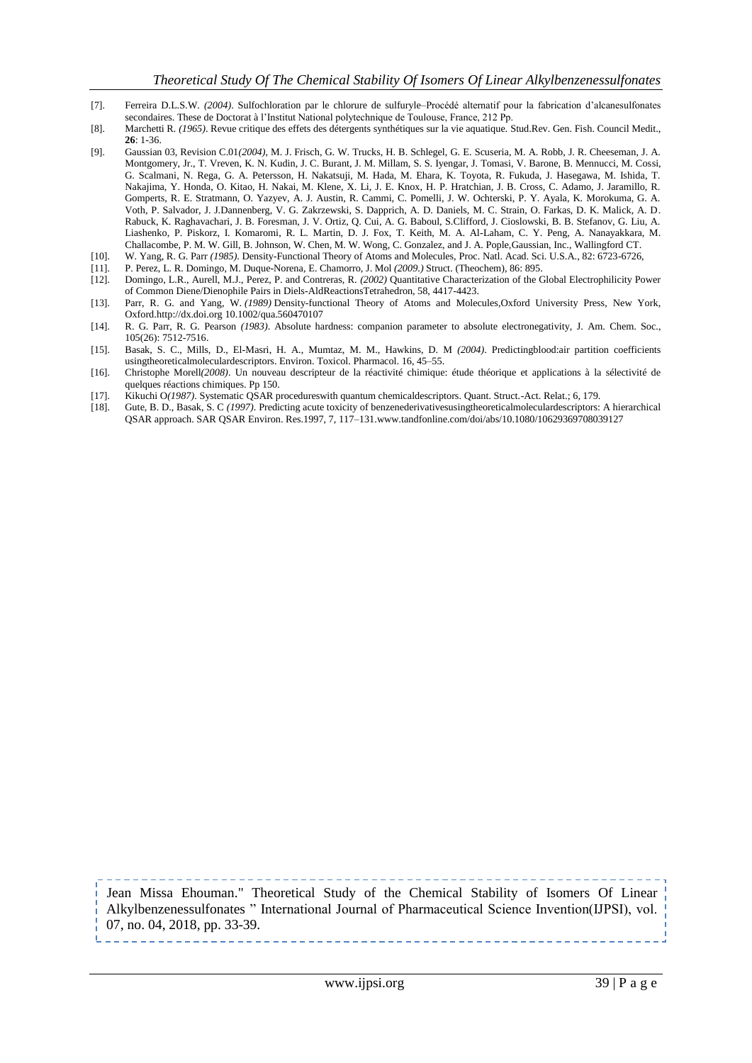[7]. Ferreira D.L.S.W. *(2004)*. Sulfochloration par le chlorure de sulfuryle–Procédé alternatif pour la fabrication d'alcanesulfonates secondaires. These de Doctorat à l'Institut National polytechnique de Toulouse, France, 212 Pp.

[8]. Marchetti R. *(1965)*. Revue critique des effets des détergents synthétiques sur la vie aquatique. Stud.Rev. Gen. Fish. Council Medit., **26**: 1-36.

[9]. Gaussian 03, Revision C.01*(2004)*, M. J. Frisch, G. W. Trucks, H. B. Schlegel, G. E. Scuseria, M. A. Robb, J. R. Cheeseman, J. A. Montgomery, Jr., T. Vreven, K. N. Kudin, J. C. Burant, J. M. Millam, S. S. Iyengar, J. Tomasi, V. Barone, B. Mennucci, M. Cossi, G. Scalmani, N. Rega, G. A. Petersson, H. Nakatsuji, M. Hada, M. Ehara, K. Toyota, R. Fukuda, J. Hasegawa, M. Ishida, T. Nakajima, Y. Honda, O. Kitao, H. Nakai, M. Klene, X. Li, J. E. Knox, H. P. Hratchian, J. B. Cross, C. Adamo, J. Jaramillo, R. Gomperts, R. E. Stratmann, O. Yazyev, A. J. Austin, R. Cammi, C. Pomelli, J. W. Ochterski, P. Y. Ayala, K. Morokuma, G. A. Voth, P. Salvador, J. J.Dannenberg, V. G. Zakrzewski, S. Dapprich, A. D. Daniels, M. C. Strain, O. Farkas, D. K. Malick, A. D. Rabuck, K. Raghavachari, J. B. Foresman, J. V. Ortiz, Q. Cui, A. G. Baboul, S.Clifford, J. Cioslowski, B. B. Stefanov, G. Liu, A. Liashenko, P. Piskorz, I. Komaromi, R. L. Martin, D. J. Fox, T. Keith, M. A. Al-Laham, C. Y. Peng, A. Nanayakkara, M. Challacombe, P. M. W. Gill, B. Johnson, W. Chen, M. W. Wong, C. Gonzalez, and J. A. Pople,Gaussian, Inc., Wallingford CT.

[10]. W. Yang, R. G. Parr *(1985)*. Density-Functional Theory of Atoms and Molecules, Proc. Natl. Acad. Sci. U.S.A., 82: 6723-6726,

[11]. P. Perez, L. R. Domingo, M. Duque-Norena, E. Chamorro, J. Mol *(2009.)* Struct. (Theochem), 86: 895.

[12]. Domingo, L.R., Aurell, M.J., Perez, P. and Contreras, R. *(2002)* Quantitative Characterization of the Global Electrophilicity Power of Common Diene/Dienophile Pairs in Diels-AldReactionsTetrahedron, 58, 4417-4423.

[13]. Parr, R. G. and Yang, W. *(1989)* Density-functional Theory of Atoms and Molecules,Oxford University Press, New York, Oxford.http://dx.doi.org 10.1002/qua.560470107

[14]. R. G. Parr, R. G. Pearson *(1983)*. Absolute hardness: companion parameter to absolute electronegativity, J. Am. Chem. Soc., 105(26): 7512-7516.

[15]. Basak, S. C., Mills, D., El-Masri, H. A., Mumtaz, M. M., Hawkins, D. M *(2004)*. Predictingblood:air partition coefficients usingtheoreticalmoleculardescriptors. Environ. Toxicol. Pharmacol. 16, 45–55.

[16]. Christophe Morell*(2008)*. Un nouveau descripteur de la réactivité chimique: étude théorique et applications à la sélectivité de quelques réactions chimiques. Pp 150.

[17]. Kikuchi O*(1987)*. Systematic QSAR procedureswith quantum chemicaldescriptors. Quant. Struct.-Act. Relat.; 6, 179.

[18]. Gute, B. D., Basak, S. C *(1997)*. Predicting acute toxicity of benzenederivativesusingtheoreticalmoleculardescriptors: A hierarchical QSAR approach. SAR QSAR Environ. Res.1997, 7, 117–131.www.tandfonline.com/doi/abs/10.1080/10629369708039127

Jean Missa Ehouman." Theoretical Study of the Chemical Stability of Isomers Of Linear Alkylbenzenessulfonates " International Journal of Pharmaceutical Science Invention(IJPSI), vol. 07, no. 04, 2018, pp. 33-39.